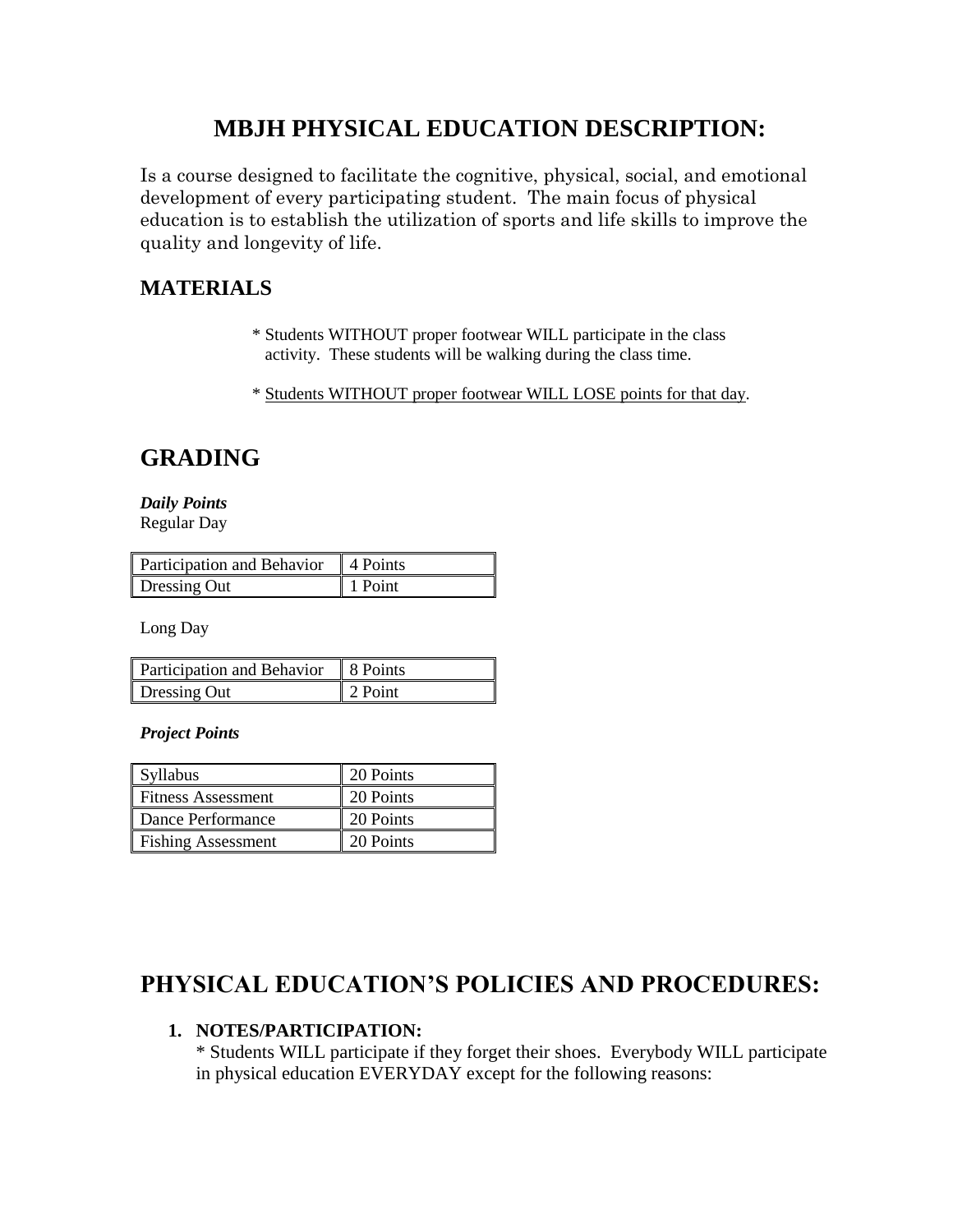# MBJH PHYSICAL EDUCATION DESCRIPTION:

Is a course designed to facilitate the cognitive, physical, social, and emotional development of every participating student. The main focus of physical education is to establish the utilization of sports and life skills to improve the quality and longevity of life.

## MATERIALS

* Students WITHOUT proper footwear WILL participate in the class activity. These students will be walking during the class time.

* <u>Students WITHOUT proper footwear WILL LOSE points for that day</u>.

# GRADING

***Daily Points***

Regular Day

| Participation and Behavior | 4 Points |
|---|---|
| Dressing Out | 1 Point |

Long Day

| Participation and Behavior | 8 Points |
|---|---|
| Dressing Out | 2 Point |

***Project Points***

| Syllabus | 20 Points |
|---|---|
| Fitness Assessment | 20 Points |
| Dance Performance | 20 Points |
| Fishing Assessment | 20 Points |

# PHYSICAL EDUCATION'S POLICIES AND PROCEDURES:

1. **NOTES/PARTICIPATION:**
   * Students WILL participate if they forget their shoes. Everybody WILL participate in physical education EVERYDAY except for the following reasons: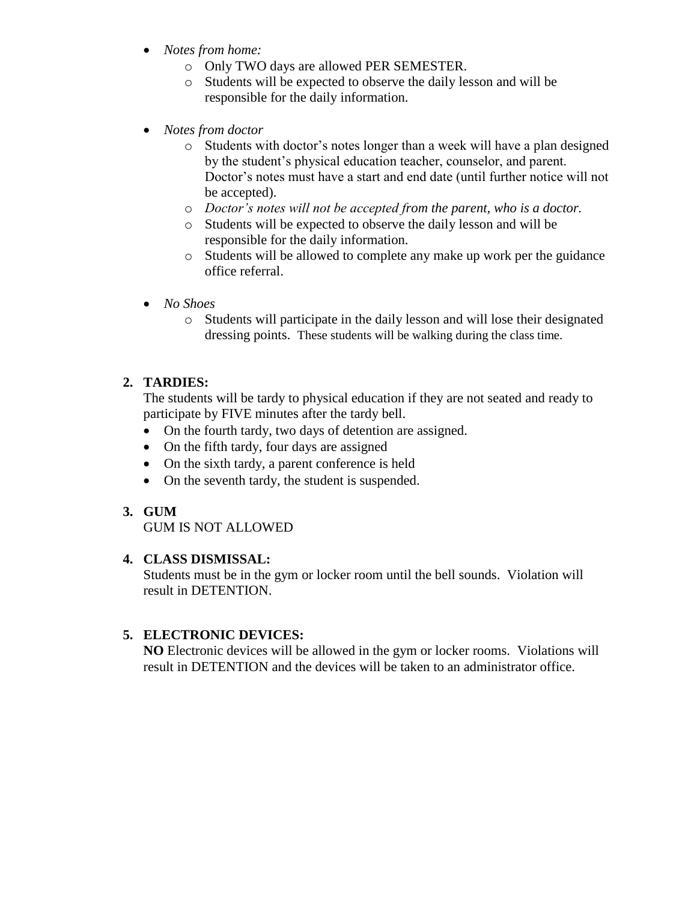- *Notes from home:*
  - Only TWO days are allowed PER SEMESTER.
  - Students will be expected to observe the daily lesson and will be responsible for the daily information.

- *Notes from doctor*
  - Students with doctor's notes longer than a week will have a plan designed by the student's physical education teacher, counselor, and parent. Doctor's notes must have a start and end date (until further notice will not be accepted).
  - *Doctor's notes will not be accepted from the parent, who is a doctor.*
  - Students will be expected to observe the daily lesson and will be responsible for the daily information.
  - Students will be allowed to complete any make up work per the guidance office referral.

- *No Shoes*
  - Students will participate in the daily lesson and will lose their designated dressing points. These students will be walking during the class time.

2. **TARDIES:**
   The students will be tardy to physical education if they are not seated and ready to participate by FIVE minutes after the tardy bell.
   - On the fourth tardy, two days of detention are assigned.
   - On the fifth tardy, four days are assigned
   - On the sixth tardy, a parent conference is held
   - On the seventh tardy, the student is suspended.

3. **GUM**
   GUM IS NOT ALLOWED

4. **CLASS DISMISSAL:**
   Students must be in the gym or locker room until the bell sounds. Violation will result in DETENTION.

5. **ELECTRONIC DEVICES:**
   **NO** Electronic devices will be allowed in the gym or locker rooms. Violations will result in DETENTION and the devices will be taken to an administrator office.